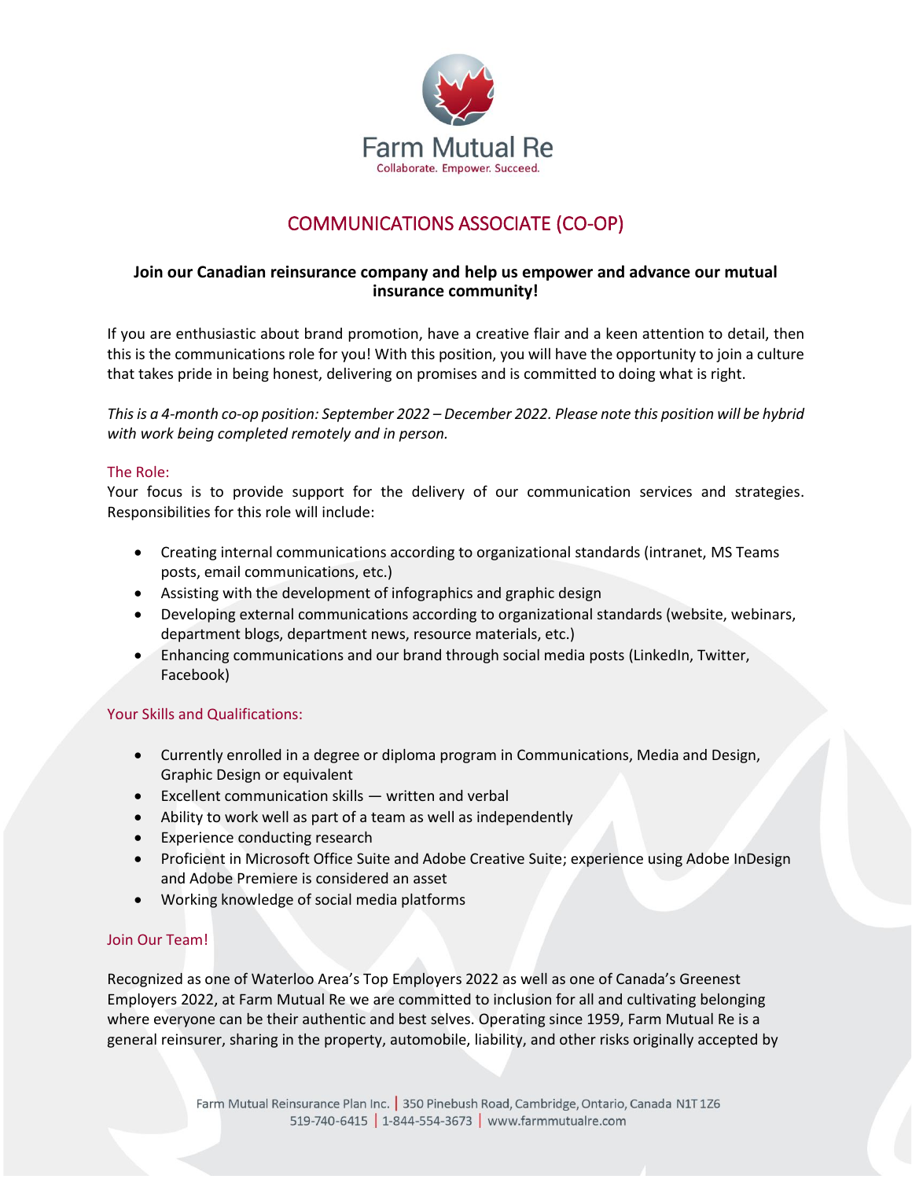Farm Mutual Re

Collaborate. Empower. Succeed.

# COMMUNICATIONS ASSOCIATE (CO-OP)

**Join our Canadian reinsurance company and help us empower and advance our mutual insurance community!**

If you are enthusiastic about brand promotion, have a creative flair and a keen attention to detail, then this is the communications role for you! With this position, you will have the opportunity to join a culture that takes pride in being honest, delivering on promises and is committed to doing what is right.

*This is a 4-month co-op position: September 2022 – December 2022. Please note this position will be hybrid with work being completed remotely and in person.*

## The Role:

Your focus is to provide support for the delivery of our communication services and strategies. Responsibilities for this role will include:

- Creating internal communications according to organizational standards (intranet, MS Teams posts, email communications, etc.)
- Assisting with the development of infographics and graphic design
- Developing external communications according to organizational standards (website, webinars, department blogs, department news, resource materials, etc.)
- Enhancing communications and our brand through social media posts (LinkedIn, Twitter, Facebook)

## Your Skills and Qualifications:

- Currently enrolled in a degree or diploma program in Communications, Media and Design, Graphic Design or equivalent
- Excellent communication skills — written and verbal
- Ability to work well as part of a team as well as independently
- Experience conducting research
- Proficient in Microsoft Office Suite and Adobe Creative Suite; experience using Adobe InDesign and Adobe Premiere is considered an asset
- Working knowledge of social media platforms

## Join Our Team!

Recognized as one of Waterloo Area's Top Employers 2022 as well as one of Canada's Greenest Employers 2022, at Farm Mutual Re we are committed to inclusion for all and cultivating belonging where everyone can be their authentic and best selves. Operating since 1959, Farm Mutual Re is a general reinsurer, sharing in the property, automobile, liability, and other risks originally accepted by

Farm Mutual Reinsurance Plan Inc. | 350 Pinebush Road, Cambridge, Ontario, Canada N1T 1Z6
519-740-6415 | 1-844-554-3673 | www.farmmutualre.com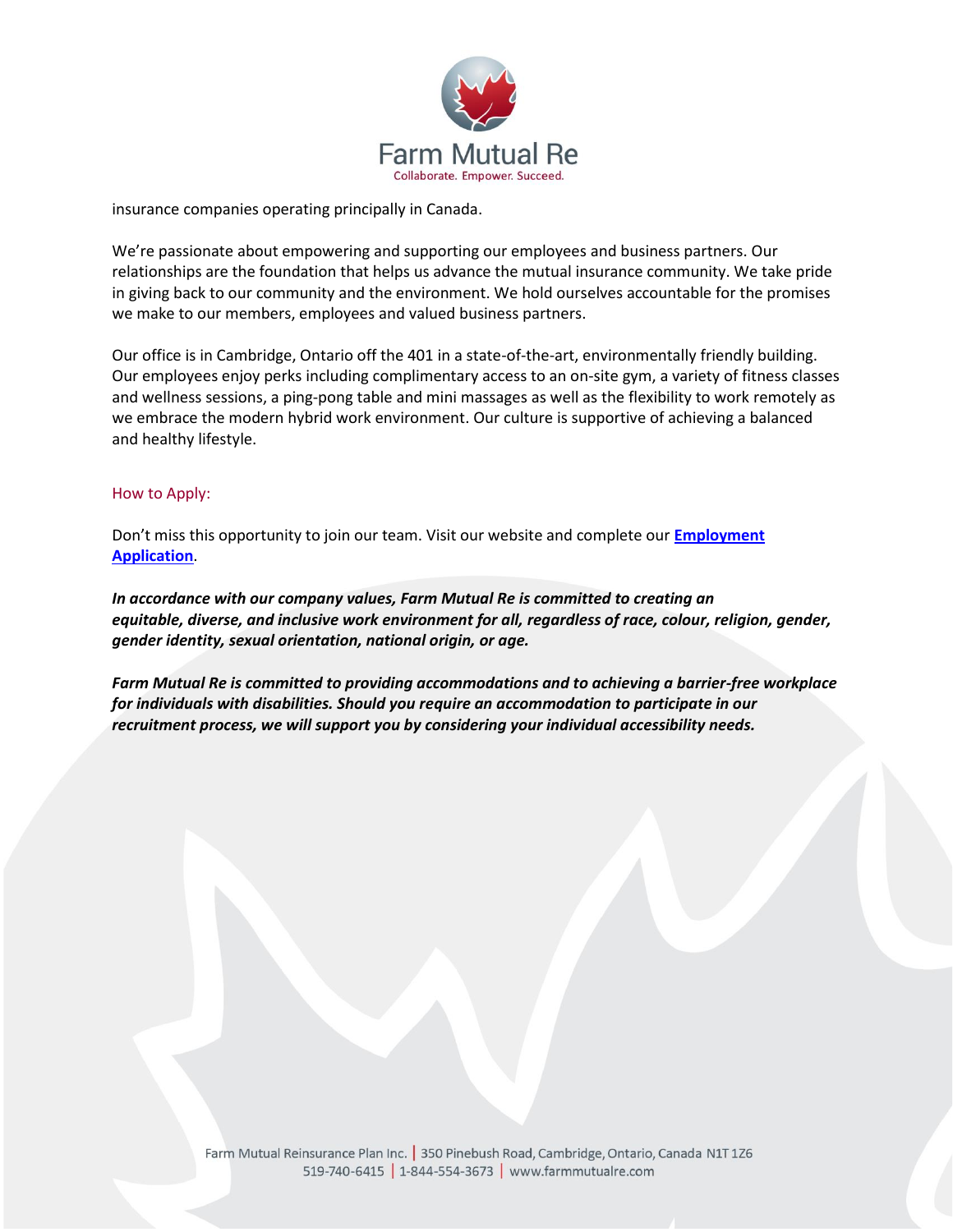insurance companies operating principally in Canada.

We're passionate about empowering and supporting our employees and business partners. Our relationships are the foundation that helps us advance the mutual insurance community. We take pride in giving back to our community and the environment. We hold ourselves accountable for the promises we make to our members, employees and valued business partners.

Our office is in Cambridge, Ontario off the 401 in a state-of-the-art, environmentally friendly building. Our employees enjoy perks including complimentary access to an on-site gym, a variety of fitness classes and wellness sessions, a ping-pong table and mini massages as well as the flexibility to work remotely as we embrace the modern hybrid work environment. Our culture is supportive of achieving a balanced and healthy lifestyle.

## How to Apply:

Don't miss this opportunity to join our team. Visit our website and complete our **Employment Application**.

***In accordance with our company values, Farm Mutual Re is committed to creating an equitable, diverse, and inclusive work environment for all, regardless of race, colour, religion, gender, gender identity, sexual orientation, national origin, or age.***

***Farm Mutual Re is committed to providing accommodations and to achieving a barrier-free workplace for individuals with disabilities. Should you require an accommodation to participate in our recruitment process, we will support you by considering your individual accessibility needs.***